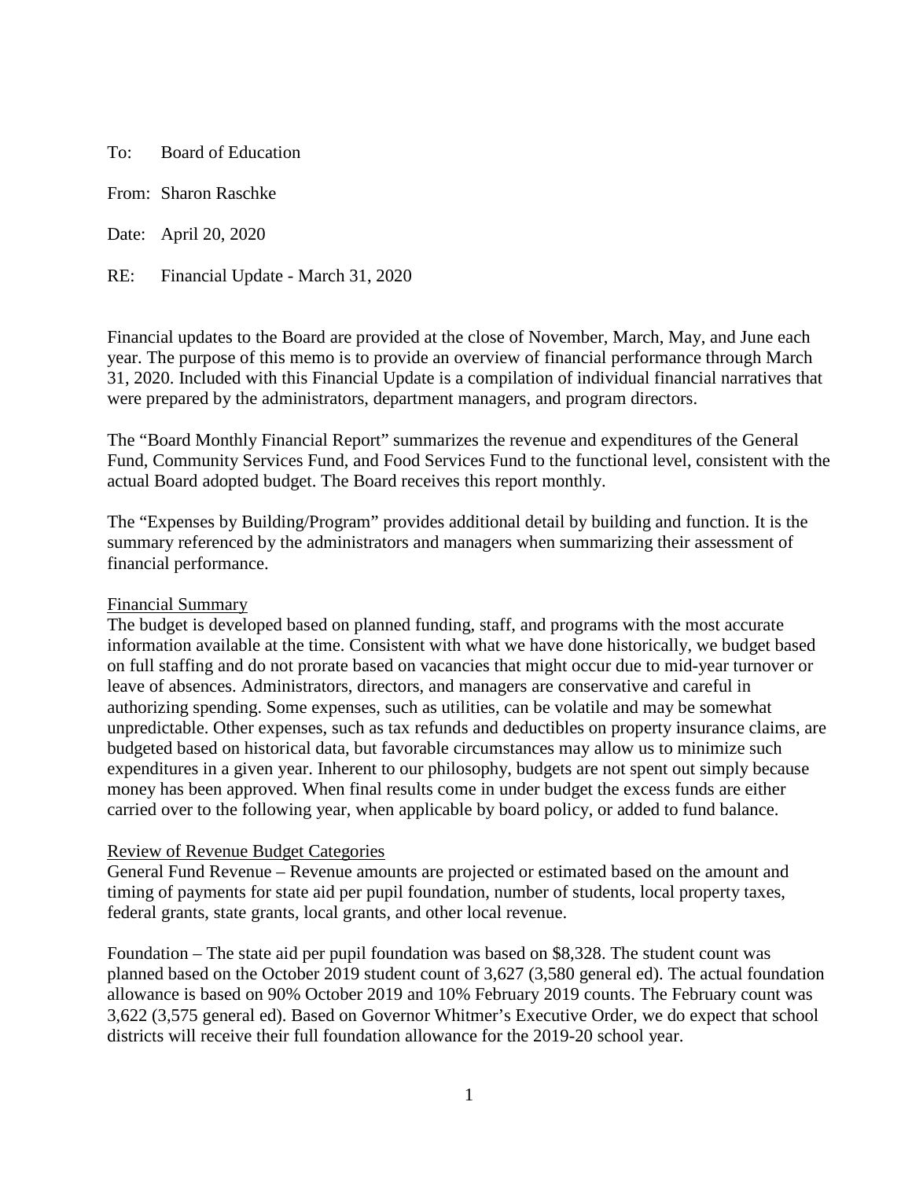To: Board of Education

From: Sharon Raschke

Date: April 20, 2020

RE: Financial Update - March 31, 2020

Financial updates to the Board are provided at the close of November, March, May, and June each year. The purpose of this memo is to provide an overview of financial performance through March 31, 2020. Included with this Financial Update is a compilation of individual financial narratives that were prepared by the administrators, department managers, and program directors.

The "Board Monthly Financial Report" summarizes the revenue and expenditures of the General Fund, Community Services Fund, and Food Services Fund to the functional level, consistent with the actual Board adopted budget. The Board receives this report monthly.

The "Expenses by Building/Program" provides additional detail by building and function. It is the summary referenced by the administrators and managers when summarizing their assessment of financial performance.

## Financial Summary

The budget is developed based on planned funding, staff, and programs with the most accurate information available at the time. Consistent with what we have done historically, we budget based on full staffing and do not prorate based on vacancies that might occur due to mid-year turnover or leave of absences. Administrators, directors, and managers are conservative and careful in authorizing spending. Some expenses, such as utilities, can be volatile and may be somewhat unpredictable. Other expenses, such as tax refunds and deductibles on property insurance claims, are budgeted based on historical data, but favorable circumstances may allow us to minimize such expenditures in a given year. Inherent to our philosophy, budgets are not spent out simply because money has been approved. When final results come in under budget the excess funds are either carried over to the following year, when applicable by board policy, or added to fund balance.

## Review of Revenue Budget Categories

General Fund Revenue – Revenue amounts are projected or estimated based on the amount and timing of payments for state aid per pupil foundation, number of students, local property taxes, federal grants, state grants, local grants, and other local revenue.

Foundation – The state aid per pupil foundation was based on $8,328. The student count was planned based on the October 2019 student count of 3,627 (3,580 general ed). The actual foundation allowance is based on 90% October 2019 and 10% February 2019 counts. The February count was 3,622 (3,575 general ed). Based on Governor Whitmer's Executive Order, we do expect that school districts will receive their full foundation allowance for the 2019-20 school year.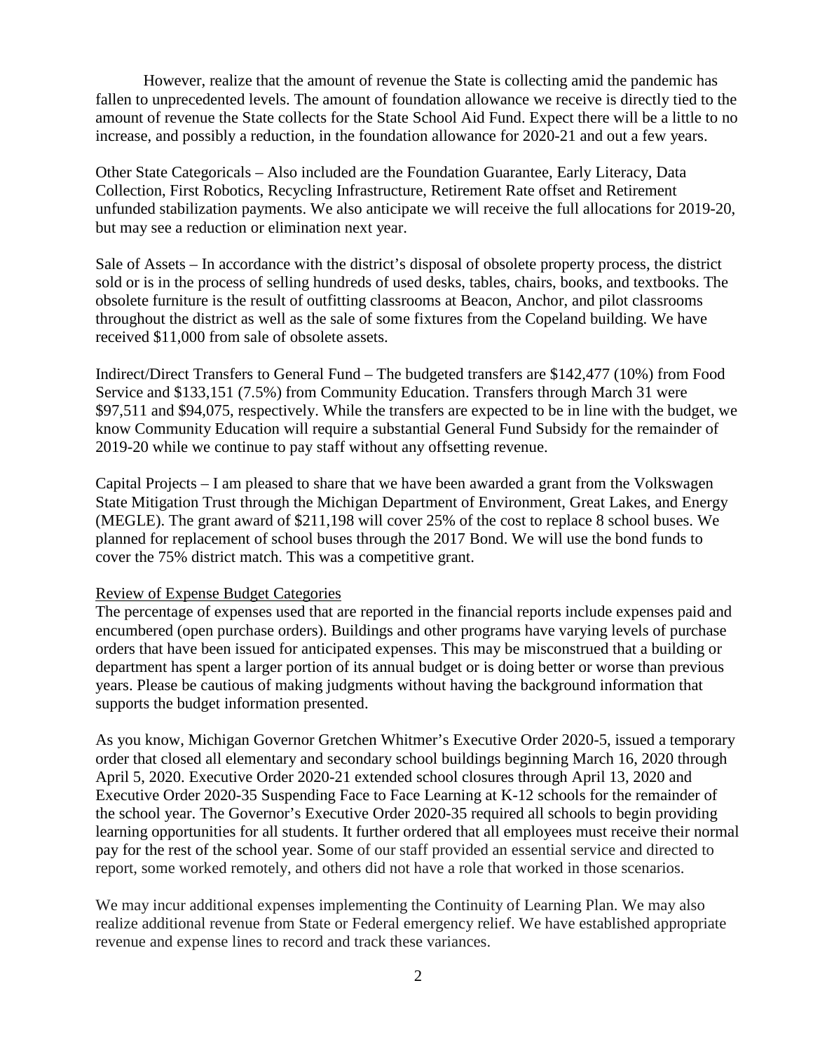However, realize that the amount of revenue the State is collecting amid the pandemic has fallen to unprecedented levels. The amount of foundation allowance we receive is directly tied to the amount of revenue the State collects for the State School Aid Fund. Expect there will be a little to no increase, and possibly a reduction, in the foundation allowance for 2020-21 and out a few years.

Other State Categoricals – Also included are the Foundation Guarantee, Early Literacy, Data Collection, First Robotics, Recycling Infrastructure, Retirement Rate offset and Retirement unfunded stabilization payments. We also anticipate we will receive the full allocations for 2019-20, but may see a reduction or elimination next year.

Sale of Assets – In accordance with the district's disposal of obsolete property process, the district sold or is in the process of selling hundreds of used desks, tables, chairs, books, and textbooks. The obsolete furniture is the result of outfitting classrooms at Beacon, Anchor, and pilot classrooms throughout the district as well as the sale of some fixtures from the Copeland building. We have received $11,000 from sale of obsolete assets.

Indirect/Direct Transfers to General Fund – The budgeted transfers are $142,477 (10%) from Food Service and $133,151 (7.5%) from Community Education. Transfers through March 31 were $97,511 and $94,075, respectively. While the transfers are expected to be in line with the budget, we know Community Education will require a substantial General Fund Subsidy for the remainder of 2019-20 while we continue to pay staff without any offsetting revenue.

Capital Projects – I am pleased to share that we have been awarded a grant from the Volkswagen State Mitigation Trust through the Michigan Department of Environment, Great Lakes, and Energy (MEGLE). The grant award of $211,198 will cover 25% of the cost to replace 8 school buses. We planned for replacement of school buses through the 2017 Bond. We will use the bond funds to cover the 75% district match. This was a competitive grant.

## Review of Expense Budget Categories

The percentage of expenses used that are reported in the financial reports include expenses paid and encumbered (open purchase orders). Buildings and other programs have varying levels of purchase orders that have been issued for anticipated expenses. This may be misconstrued that a building or department has spent a larger portion of its annual budget or is doing better or worse than previous years. Please be cautious of making judgments without having the background information that supports the budget information presented.

As you know, Michigan Governor Gretchen Whitmer's Executive Order 2020-5, issued a temporary order that closed all elementary and secondary school buildings beginning March 16, 2020 through April 5, 2020. Executive Order 2020-21 extended school closures through April 13, 2020 and Executive Order 2020-35 Suspending Face to Face Learning at K-12 schools for the remainder of the school year. The Governor's Executive Order 2020-35 required all schools to begin providing learning opportunities for all students. It further ordered that all employees must receive their normal pay for the rest of the school year. Some of our staff provided an essential service and directed to report, some worked remotely, and others did not have a role that worked in those scenarios.

We may incur additional expenses implementing the Continuity of Learning Plan. We may also realize additional revenue from State or Federal emergency relief. We have established appropriate revenue and expense lines to record and track these variances.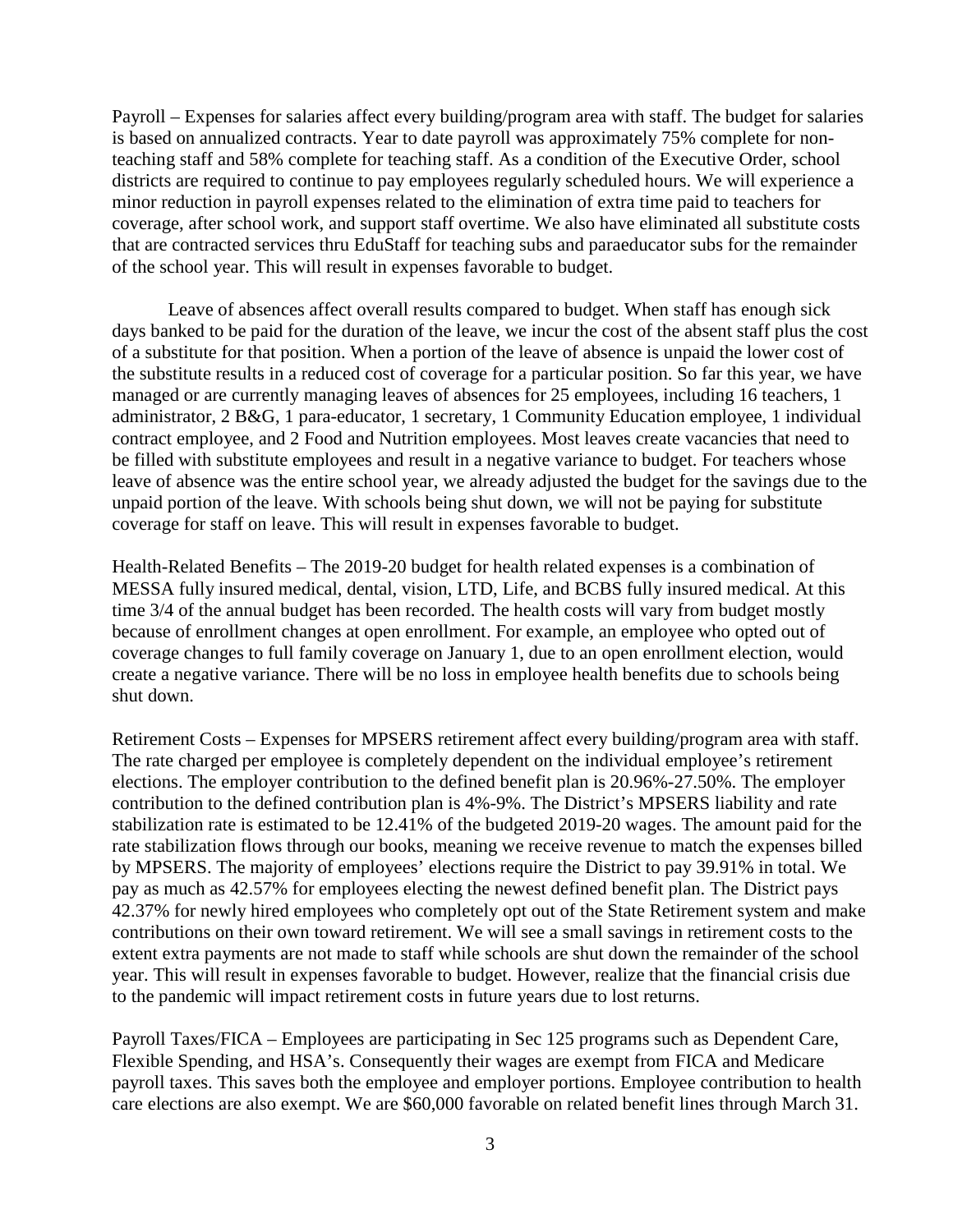Payroll – Expenses for salaries affect every building/program area with staff. The budget for salaries is based on annualized contracts. Year to date payroll was approximately 75% complete for non-teaching staff and 58% complete for teaching staff. As a condition of the Executive Order, school districts are required to continue to pay employees regularly scheduled hours. We will experience a minor reduction in payroll expenses related to the elimination of extra time paid to teachers for coverage, after school work, and support staff overtime. We also have eliminated all substitute costs that are contracted services thru EduStaff for teaching subs and paraeducator subs for the remainder of the school year. This will result in expenses favorable to budget.

Leave of absences affect overall results compared to budget. When staff has enough sick days banked to be paid for the duration of the leave, we incur the cost of the absent staff plus the cost of a substitute for that position. When a portion of the leave of absence is unpaid the lower cost of the substitute results in a reduced cost of coverage for a particular position. So far this year, we have managed or are currently managing leaves of absences for 25 employees, including 16 teachers, 1 administrator, 2 B&G, 1 para-educator, 1 secretary, 1 Community Education employee, 1 individual contract employee, and 2 Food and Nutrition employees. Most leaves create vacancies that need to be filled with substitute employees and result in a negative variance to budget. For teachers whose leave of absence was the entire school year, we already adjusted the budget for the savings due to the unpaid portion of the leave. With schools being shut down, we will not be paying for substitute coverage for staff on leave. This will result in expenses favorable to budget.

Health-Related Benefits – The 2019-20 budget for health related expenses is a combination of MESSA fully insured medical, dental, vision, LTD, Life, and BCBS fully insured medical. At this time 3/4 of the annual budget has been recorded. The health costs will vary from budget mostly because of enrollment changes at open enrollment. For example, an employee who opted out of coverage changes to full family coverage on January 1, due to an open enrollment election, would create a negative variance. There will be no loss in employee health benefits due to schools being shut down.

Retirement Costs – Expenses for MPSERS retirement affect every building/program area with staff. The rate charged per employee is completely dependent on the individual employee's retirement elections. The employer contribution to the defined benefit plan is 20.96%-27.50%. The employer contribution to the defined contribution plan is 4%-9%. The District's MPSERS liability and rate stabilization rate is estimated to be 12.41% of the budgeted 2019-20 wages. The amount paid for the rate stabilization flows through our books, meaning we receive revenue to match the expenses billed by MPSERS. The majority of employees' elections require the District to pay 39.91% in total. We pay as much as 42.57% for employees electing the newest defined benefit plan. The District pays 42.37% for newly hired employees who completely opt out of the State Retirement system and make contributions on their own toward retirement. We will see a small savings in retirement costs to the extent extra payments are not made to staff while schools are shut down the remainder of the school year. This will result in expenses favorable to budget. However, realize that the financial crisis due to the pandemic will impact retirement costs in future years due to lost returns.

Payroll Taxes/FICA – Employees are participating in Sec 125 programs such as Dependent Care, Flexible Spending, and HSA's. Consequently their wages are exempt from FICA and Medicare payroll taxes. This saves both the employee and employer portions. Employee contribution to health care elections are also exempt. We are $60,000 favorable on related benefit lines through March 31.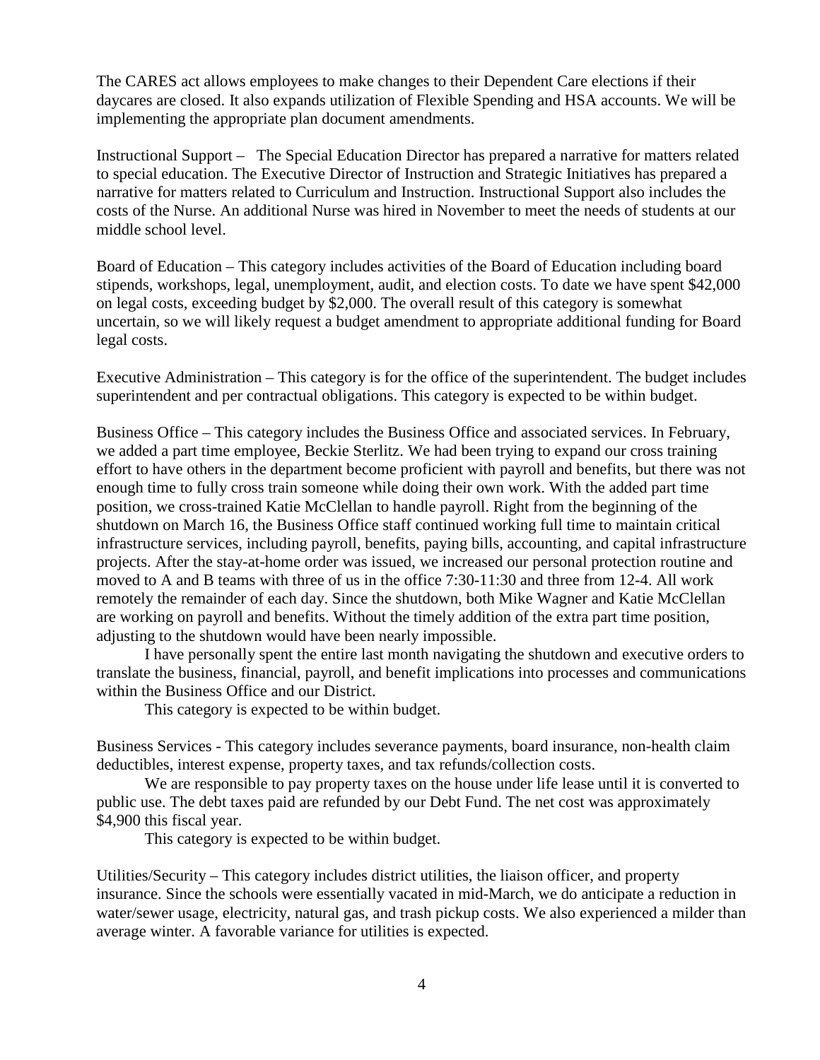The CARES act allows employees to make changes to their Dependent Care elections if their daycares are closed. It also expands utilization of Flexible Spending and HSA accounts. We will be implementing the appropriate plan document amendments.

Instructional Support – The Special Education Director has prepared a narrative for matters related to special education. The Executive Director of Instruction and Strategic Initiatives has prepared a narrative for matters related to Curriculum and Instruction. Instructional Support also includes the costs of the Nurse. An additional Nurse was hired in November to meet the needs of students at our middle school level.

Board of Education – This category includes activities of the Board of Education including board stipends, workshops, legal, unemployment, audit, and election costs. To date we have spent $42,000 on legal costs, exceeding budget by $2,000. The overall result of this category is somewhat uncertain, so we will likely request a budget amendment to appropriate additional funding for Board legal costs.

Executive Administration – This category is for the office of the superintendent. The budget includes superintendent and per contractual obligations. This category is expected to be within budget.

Business Office – This category includes the Business Office and associated services. In February, we added a part time employee, Beckie Sterlitz. We had been trying to expand our cross training effort to have others in the department become proficient with payroll and benefits, but there was not enough time to fully cross train someone while doing their own work. With the added part time position, we cross-trained Katie McClellan to handle payroll. Right from the beginning of the shutdown on March 16, the Business Office staff continued working full time to maintain critical infrastructure services, including payroll, benefits, paying bills, accounting, and capital infrastructure projects. After the stay-at-home order was issued, we increased our personal protection routine and moved to A and B teams with three of us in the office 7:30-11:30 and three from 12-4. All work remotely the remainder of each day. Since the shutdown, both Mike Wagner and Katie McClellan are working on payroll and benefits. Without the timely addition of the extra part time position, adjusting to the shutdown would have been nearly impossible.

I have personally spent the entire last month navigating the shutdown and executive orders to translate the business, financial, payroll, and benefit implications into processes and communications within the Business Office and our District.

This category is expected to be within budget.

Business Services - This category includes severance payments, board insurance, non-health claim deductibles, interest expense, property taxes, and tax refunds/collection costs.

We are responsible to pay property taxes on the house under life lease until it is converted to public use. The debt taxes paid are refunded by our Debt Fund. The net cost was approximately $4,900 this fiscal year.

This category is expected to be within budget.

Utilities/Security – This category includes district utilities, the liaison officer, and property insurance. Since the schools were essentially vacated in mid-March, we do anticipate a reduction in water/sewer usage, electricity, natural gas, and trash pickup costs. We also experienced a milder than average winter. A favorable variance for utilities is expected.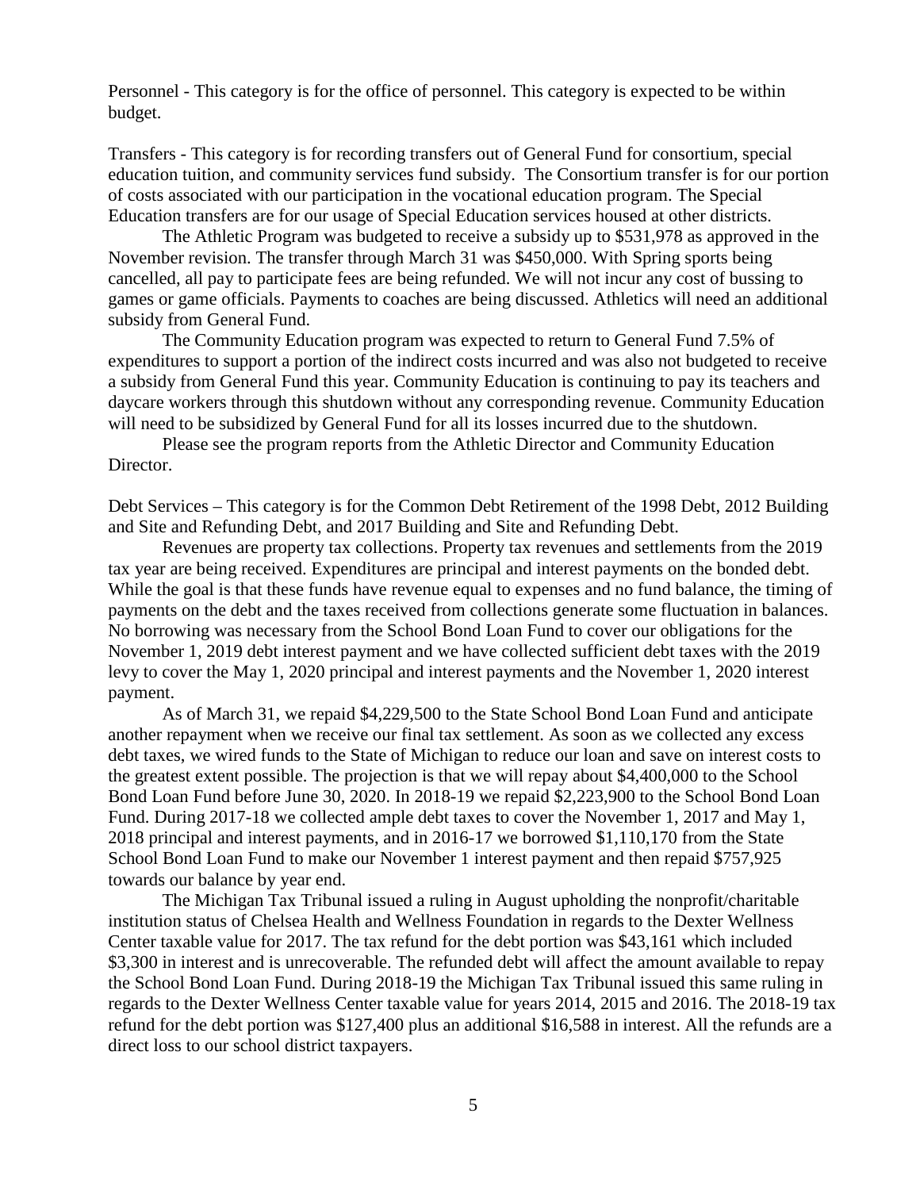Personnel - This category is for the office of personnel. This category is expected to be within budget.

Transfers - This category is for recording transfers out of General Fund for consortium, special education tuition, and community services fund subsidy. The Consortium transfer is for our portion of costs associated with our participation in the vocational education program. The Special Education transfers are for our usage of Special Education services housed at other districts.

The Athletic Program was budgeted to receive a subsidy up to $531,978 as approved in the November revision. The transfer through March 31 was $450,000. With Spring sports being cancelled, all pay to participate fees are being refunded. We will not incur any cost of bussing to games or game officials. Payments to coaches are being discussed. Athletics will need an additional subsidy from General Fund.

The Community Education program was expected to return to General Fund 7.5% of expenditures to support a portion of the indirect costs incurred and was also not budgeted to receive a subsidy from General Fund this year. Community Education is continuing to pay its teachers and daycare workers through this shutdown without any corresponding revenue. Community Education will need to be subsidized by General Fund for all its losses incurred due to the shutdown.

Please see the program reports from the Athletic Director and Community Education Director.

Debt Services – This category is for the Common Debt Retirement of the 1998 Debt, 2012 Building and Site and Refunding Debt, and 2017 Building and Site and Refunding Debt.

Revenues are property tax collections. Property tax revenues and settlements from the 2019 tax year are being received. Expenditures are principal and interest payments on the bonded debt. While the goal is that these funds have revenue equal to expenses and no fund balance, the timing of payments on the debt and the taxes received from collections generate some fluctuation in balances. No borrowing was necessary from the School Bond Loan Fund to cover our obligations for the November 1, 2019 debt interest payment and we have collected sufficient debt taxes with the 2019 levy to cover the May 1, 2020 principal and interest payments and the November 1, 2020 interest payment.

As of March 31, we repaid $4,229,500 to the State School Bond Loan Fund and anticipate another repayment when we receive our final tax settlement. As soon as we collected any excess debt taxes, we wired funds to the State of Michigan to reduce our loan and save on interest costs to the greatest extent possible. The projection is that we will repay about $4,400,000 to the School Bond Loan Fund before June 30, 2020. In 2018-19 we repaid $2,223,900 to the School Bond Loan Fund. During 2017-18 we collected ample debt taxes to cover the November 1, 2017 and May 1, 2018 principal and interest payments, and in 2016-17 we borrowed $1,110,170 from the State School Bond Loan Fund to make our November 1 interest payment and then repaid $757,925 towards our balance by year end.

The Michigan Tax Tribunal issued a ruling in August upholding the nonprofit/charitable institution status of Chelsea Health and Wellness Foundation in regards to the Dexter Wellness Center taxable value for 2017. The tax refund for the debt portion was $43,161 which included $3,300 in interest and is unrecoverable. The refunded debt will affect the amount available to repay the School Bond Loan Fund. During 2018-19 the Michigan Tax Tribunal issued this same ruling in regards to the Dexter Wellness Center taxable value for years 2014, 2015 and 2016. The 2018-19 tax refund for the debt portion was $127,400 plus an additional $16,588 in interest. All the refunds are a direct loss to our school district taxpayers.